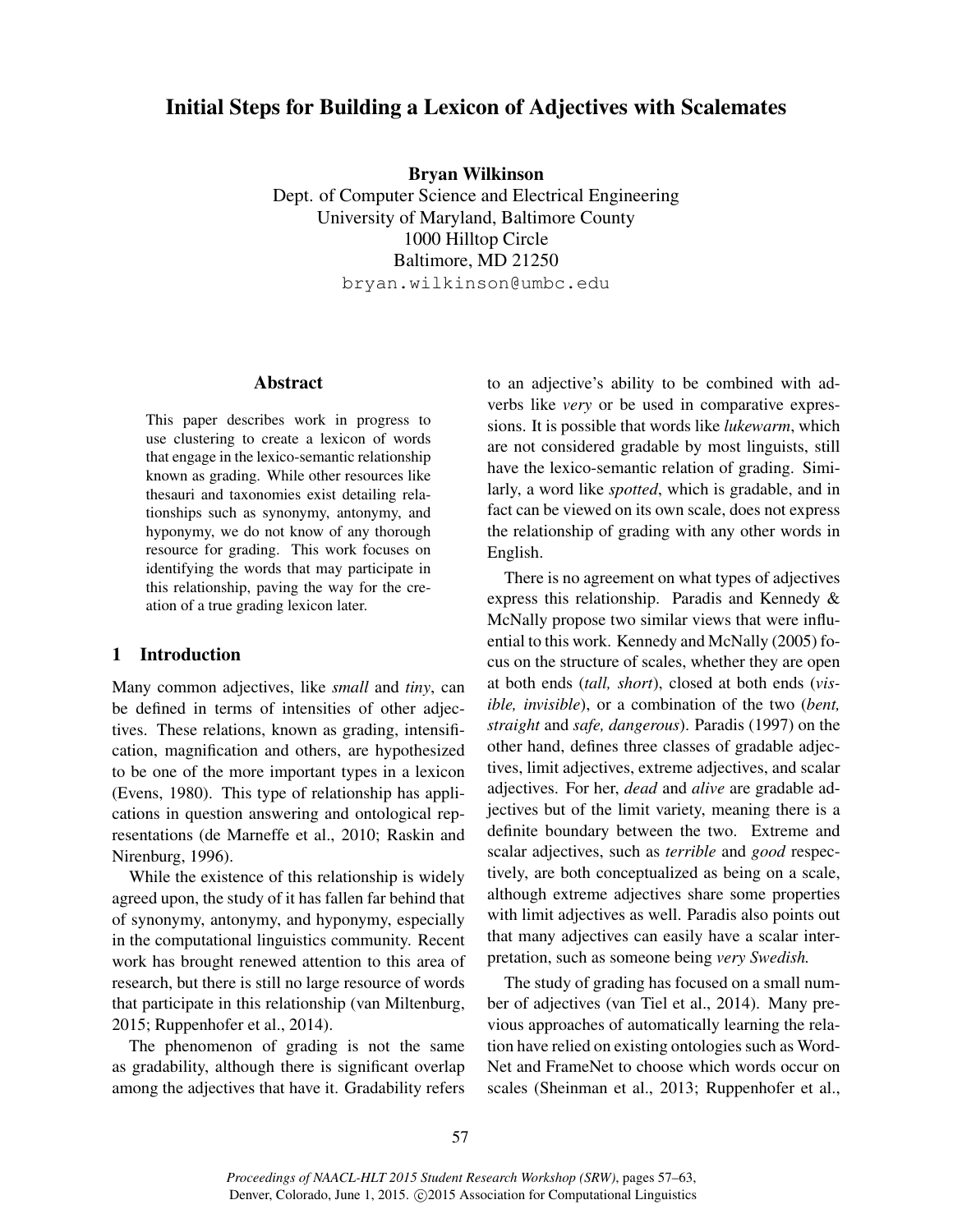# Initial Steps for Building a Lexicon of Adjectives with Scalemates

**Bryan Wilkinson**
Dept. of Computer Science and Electrical Engineering
University of Maryland, Baltimore County
1000 Hilltop Circle
Baltimore, MD 21250
bryan.wilkinson@umbc.edu

## Abstract

This paper describes work in progress to use clustering to create a lexicon of words that engage in the lexico-semantic relationship known as grading. While other resources like thesauri and taxonomies exist detailing relationships such as synonymy, antonymy, and hyponymy, we do not know of any thorough resource for grading. This work focuses on identifying the words that may participate in this relationship, paving the way for the creation of a true grading lexicon later.

## 1 Introduction

Many common adjectives, like *small* and *tiny*, can be defined in terms of intensities of other adjectives. These relations, known as grading, intensification, magnification and others, are hypothesized to be one of the more important types in a lexicon (Evens, 1980). This type of relationship has applications in question answering and ontological representations (de Marneffe et al., 2010; Raskin and Nirenburg, 1996).

While the existence of this relationship is widely agreed upon, the study of it has fallen far behind that of synonymy, antonymy, and hyponymy, especially in the computational linguistics community. Recent work has brought renewed attention to this area of research, but there is still no large resource of words that participate in this relationship (van Miltenburg, 2015; Ruppenhofer et al., 2014).

The phenomenon of grading is not the same as gradability, although there is significant overlap among the adjectives that have it. Gradability refers to an adjective's ability to be combined with adverbs like *very* or be used in comparative expressions. It is possible that words like *lukewarm*, which are not considered gradable by most linguists, still have the lexico-semantic relation of grading. Similarly, a word like *spotted*, which is gradable, and in fact can be viewed on its own scale, does not express the relationship of grading with any other words in English.

There is no agreement on what types of adjectives express this relationship. Paradis and Kennedy & McNally propose two similar views that were influential to this work. Kennedy and McNally (2005) focus on the structure of scales, whether they are open at both ends (*tall, short*), closed at both ends (*visible, invisible*), or a combination of the two (*bent, straight* and *safe, dangerous*). Paradis (1997) on the other hand, defines three classes of gradable adjectives, limit adjectives, extreme adjectives, and scalar adjectives. For her, *dead* and *alive* are gradable adjectives but of the limit variety, meaning there is a definite boundary between the two. Extreme and scalar adjectives, such as *terrible* and *good* respectively, are both conceptualized as being on a scale, although extreme adjectives share some properties with limit adjectives as well. Paradis also points out that many adjectives can easily have a scalar interpretation, such as someone being *very Swedish.*

The study of grading has focused on a small number of adjectives (van Tiel et al., 2014). Many previous approaches of automatically learning the relation have relied on existing ontologies such as WordNet and FrameNet to choose which words occur on scales (Sheinman et al., 2013; Ruppenhofer et al.,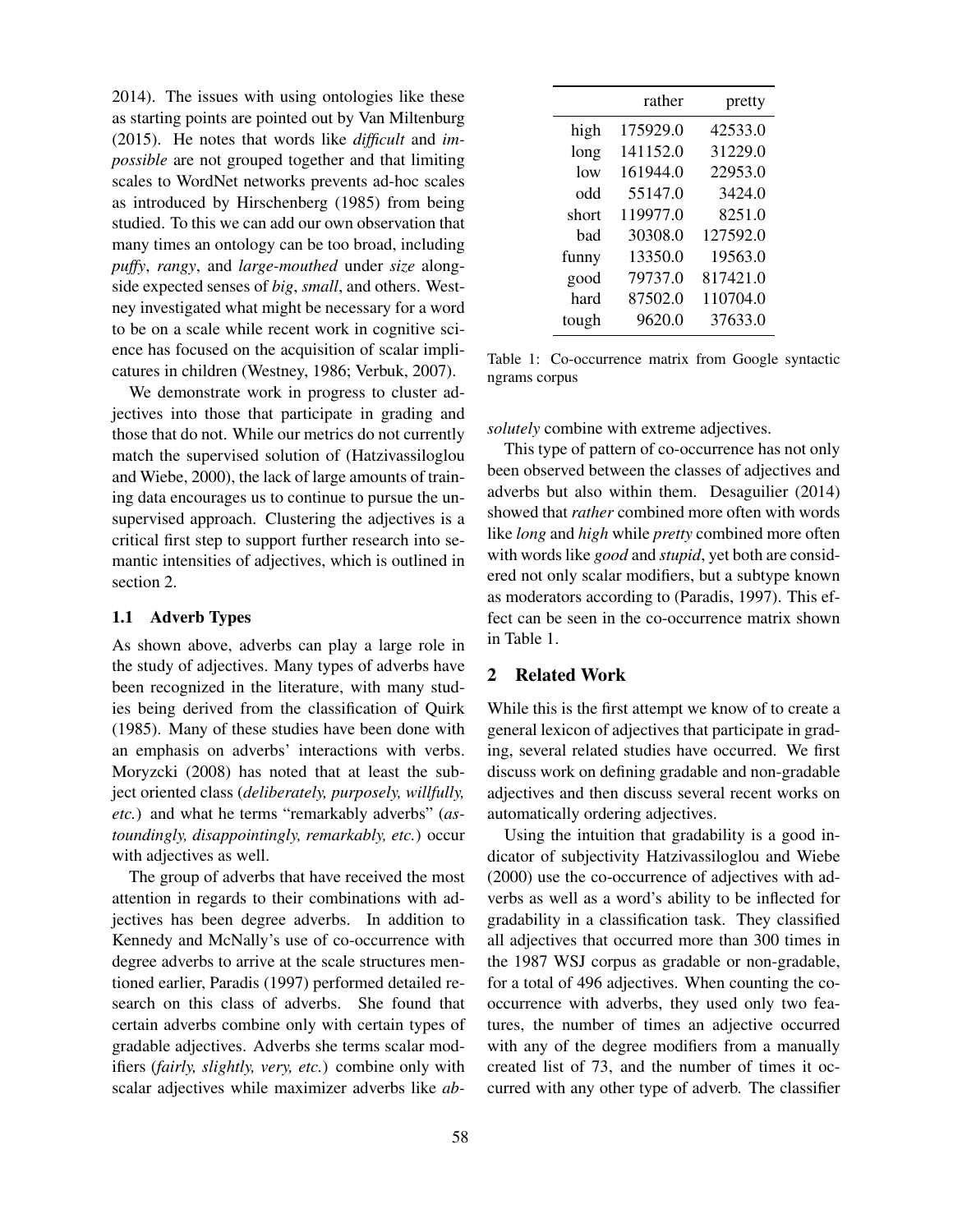2014). The issues with using ontologies like these as starting points are pointed out by Van Miltenburg (2015). He notes that words like *difficult* and *impossible* are not grouped together and that limiting scales to WordNet networks prevents ad-hoc scales as introduced by Hirschenberg (1985) from being studied. To this we can add our own observation that many times an ontology can be too broad, including *puffy*, *rangy*, and *large-mouthed* under *size* alongside expected senses of *big*, *small*, and others. Westney investigated what might be necessary for a word to be on a scale while recent work in cognitive science has focused on the acquisition of scalar implicatures in children (Westney, 1986; Verbuk, 2007).

We demonstrate work in progress to cluster adjectives into those that participate in grading and those that do not. While our metrics do not currently match the supervised solution of (Hatzivassiloglou and Wiebe, 2000), the lack of large amounts of training data encourages us to continue to pursue the unsupervised approach. Clustering the adjectives is a critical first step to support further research into semantic intensities of adjectives, which is outlined in section 2.

### 1.1 Adverb Types

As shown above, adverbs can play a large role in the study of adjectives. Many types of adverbs have been recognized in the literature, with many studies being derived from the classification of Quirk (1985). Many of these studies have been done with an emphasis on adverbs' interactions with verbs. Moryzcki (2008) has noted that at least the subject oriented class (*deliberately, purposely, willfully, etc.*) and what he terms "remarkably adverbs" (*astoundingly, disappointingly, remarkably, etc.*) occur with adjectives as well.

The group of adverbs that have received the most attention in regards to their combinations with adjectives has been degree adverbs. In addition to Kennedy and McNally's use of co-occurrence with degree adverbs to arrive at the scale structures mentioned earlier, Paradis (1997) performed detailed research on this class of adverbs. She found that certain adverbs combine only with certain types of gradable adjectives. Adverbs she terms scalar modifiers (*fairly, slightly, very, etc.*) combine only with scalar adjectives while maximizer adverbs like *absolutely* combine with extreme adjectives.

|  | rather | pretty |
|---|---|---|
| high | 175929.0 | 42533.0 |
| long | 141152.0 | 31229.0 |
| low | 161944.0 | 22953.0 |
| odd | 55147.0 | 3424.0 |
| short | 119977.0 | 8251.0 |
| bad | 30308.0 | 127592.0 |
| funny | 13350.0 | 19563.0 |
| good | 79737.0 | 817421.0 |
| hard | 87502.0 | 110704.0 |
| tough | 9620.0 | 37633.0 |

Table 1: Co-occurrence matrix from Google syntactic ngrams corpus

This type of pattern of co-occurrence has not only been observed between the classes of adjectives and adverbs but also within them. Desaguilier (2014) showed that *rather* combined more often with words like *long* and *high* while *pretty* combined more often with words like *good* and *stupid*, yet both are considered not only scalar modifiers, but a subtype known as moderators according to (Paradis, 1997). This effect can be seen in the co-occurrence matrix shown in Table 1.

## 2 Related Work

While this is the first attempt we know of to create a general lexicon of adjectives that participate in grading, several related studies have occurred. We first discuss work on defining gradable and non-gradable adjectives and then discuss several recent works on automatically ordering adjectives.

Using the intuition that gradability is a good indicator of subjectivity Hatzivassiloglou and Wiebe (2000) use the co-occurrence of adjectives with adverbs as well as a word's ability to be inflected for gradability in a classification task. They classified all adjectives that occurred more than 300 times in the 1987 WSJ corpus as gradable or non-gradable, for a total of 496 adjectives. When counting the co-occurrence with adverbs, they used only two features, the number of times an adjective occurred with any of the degree modifiers from a manually created list of 73, and the number of times it occurred with any other type of adverb. The classifier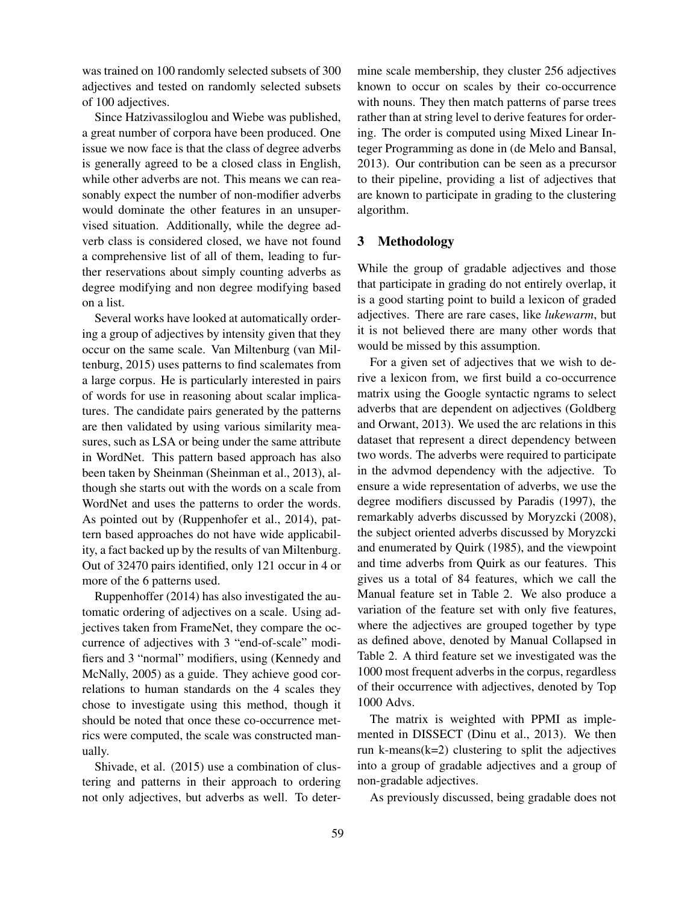was trained on 100 randomly selected subsets of 300 adjectives and tested on randomly selected subsets of 100 adjectives.

Since Hatzivassiloglou and Wiebe was published, a great number of corpora have been produced. One issue we now face is that the class of degree adverbs is generally agreed to be a closed class in English, while other adverbs are not. This means we can reasonably expect the number of non-modifier adverbs would dominate the other features in an unsupervised situation. Additionally, while the degree adverb class is considered closed, we have not found a comprehensive list of all of them, leading to further reservations about simply counting adverbs as degree modifying and non degree modifying based on a list.

Several works have looked at automatically ordering a group of adjectives by intensity given that they occur on the same scale. Van Miltenburg (van Miltenburg, 2015) uses patterns to find scalemates from a large corpus. He is particularly interested in pairs of words for use in reasoning about scalar implicatures. The candidate pairs generated by the patterns are then validated by using various similarity measures, such as LSA or being under the same attribute in WordNet. This pattern based approach has also been taken by Sheinman (Sheinman et al., 2013), although she starts out with the words on a scale from WordNet and uses the patterns to order the words. As pointed out by (Ruppenhofer et al., 2014), pattern based approaches do not have wide applicability, a fact backed up by the results of van Miltenburg. Out of 32470 pairs identified, only 121 occur in 4 or more of the 6 patterns used.

Ruppenhoffer (2014) has also investigated the automatic ordering of adjectives on a scale. Using adjectives taken from FrameNet, they compare the occurrence of adjectives with 3 "end-of-scale" modifiers and 3 "normal" modifiers, using (Kennedy and McNally, 2005) as a guide. They achieve good correlations to human standards on the 4 scales they chose to investigate using this method, though it should be noted that once these co-occurrence metrics were computed, the scale was constructed manually.

Shivade, et al. (2015) use a combination of clustering and patterns in their approach to ordering not only adjectives, but adverbs as well. To determine scale membership, they cluster 256 adjectives known to occur on scales by their co-occurrence with nouns. They then match patterns of parse trees rather than at string level to derive features for ordering. The order is computed using Mixed Linear Integer Programming as done in (de Melo and Bansal, 2013). Our contribution can be seen as a precursor to their pipeline, providing a list of adjectives that are known to participate in grading to the clustering algorithm.

## 3 Methodology

While the group of gradable adjectives and those that participate in grading do not entirely overlap, it is a good starting point to build a lexicon of graded adjectives. There are rare cases, like *lukewarm*, but it is not believed there are many other words that would be missed by this assumption.

For a given set of adjectives that we wish to derive a lexicon from, we first build a co-occurrence matrix using the Google syntactic ngrams to select adverbs that are dependent on adjectives (Goldberg and Orwant, 2013). We used the arc relations in this dataset that represent a direct dependency between two words. The adverbs were required to participate in the advmod dependency with the adjective. To ensure a wide representation of adverbs, we use the degree modifiers discussed by Paradis (1997), the remarkably adverbs discussed by Moryzcki (2008), the subject oriented adverbs discussed by Moryzcki and enumerated by Quirk (1985), and the viewpoint and time adverbs from Quirk as our features. This gives us a total of 84 features, which we call the Manual feature set in Table 2. We also produce a variation of the feature set with only five features, where the adjectives are grouped together by type as defined above, denoted by Manual Collapsed in Table 2. A third feature set we investigated was the 1000 most frequent adverbs in the corpus, regardless of their occurrence with adjectives, denoted by Top 1000 Advs.

The matrix is weighted with PPMI as implemented in DISSECT (Dinu et al., 2013). We then run k-means(k=2) clustering to split the adjectives into a group of gradable adjectives and a group of non-gradable adjectives.

As previously discussed, being gradable does not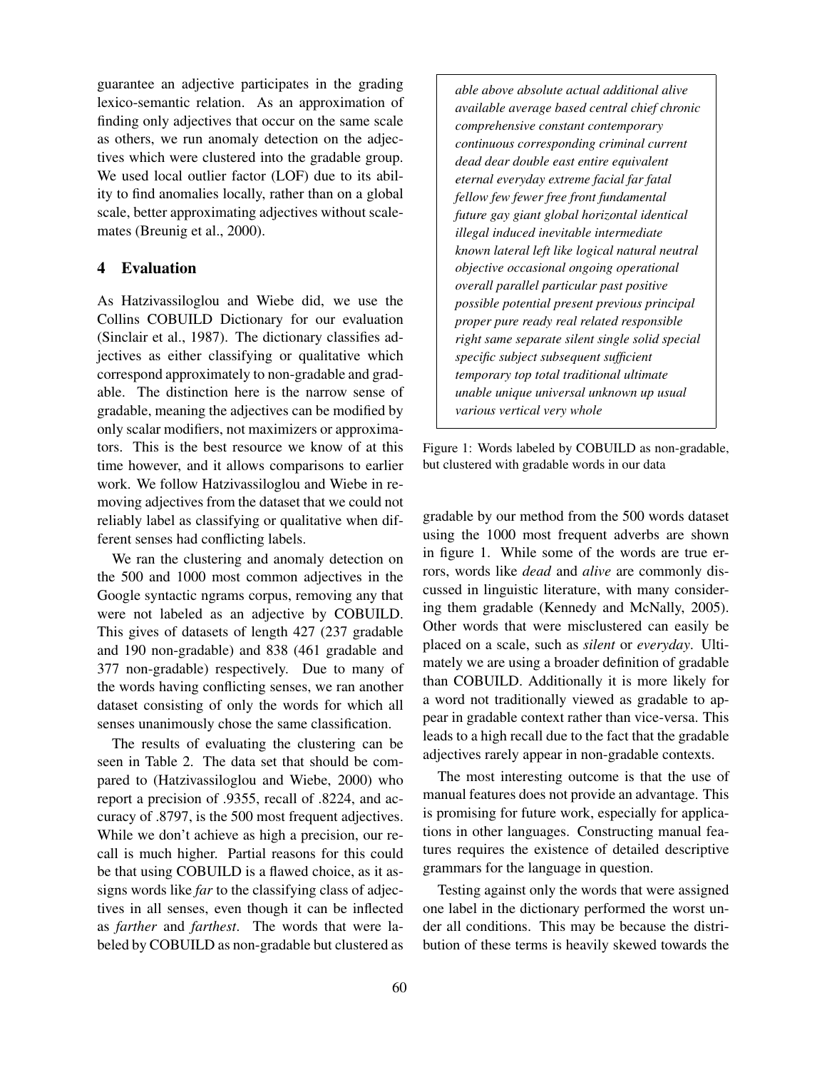guarantee an adjective participates in the grading lexico-semantic relation. As an approximation of finding only adjectives that occur on the same scale as others, we run anomaly detection on the adjectives which were clustered into the gradable group. We used local outlier factor (LOF) due to its ability to find anomalies locally, rather than on a global scale, better approximating adjectives without scalemates (Breunig et al., 2000).

## 4 Evaluation

As Hatzivassiloglou and Wiebe did, we use the Collins COBUILD Dictionary for our evaluation (Sinclair et al., 1987). The dictionary classifies adjectives as either classifying or qualitative which correspond approximately to non-gradable and gradable. The distinction here is the narrow sense of gradable, meaning the adjectives can be modified by only scalar modifiers, not maximizers or approximators. This is the best resource we know of at this time however, and it allows comparisons to earlier work. We follow Hatzivassiloglou and Wiebe in removing adjectives from the dataset that we could not reliably label as classifying or qualitative when different senses had conflicting labels.

We ran the clustering and anomaly detection on the 500 and 1000 most common adjectives in the Google syntactic ngrams corpus, removing any that were not labeled as an adjective by COBUILD. This gives of datasets of length 427 (237 gradable and 190 non-gradable) and 838 (461 gradable and 377 non-gradable) respectively. Due to many of the words having conflicting senses, we ran another dataset consisting of only the words for which all senses unanimously chose the same classification.

The results of evaluating the clustering can be seen in Table 2. The data set that should be compared to (Hatzivassiloglou and Wiebe, 2000) who report a precision of .9355, recall of .8224, and accuracy of .8797, is the 500 most frequent adjectives. While we don't achieve as high a precision, our recall is much higher. Partial reasons for this could be that using COBUILD is a flawed choice, as it assigns words like *far* to the classifying class of adjectives in all senses, even though it can be inflected as *farther* and *farthest*. The words that were labeled by COBUILD as non-gradable but clustered as gradable by our method from the 500 words dataset using the 1000 most frequent adverbs are shown in figure 1. While some of the words are true errors, words like *dead* and *alive* are commonly discussed in linguistic literature, with many considering them gradable (Kennedy and McNally, 2005). Other words that were misclustered can easily be placed on a scale, such as *silent* or *everyday*. Ultimately we are using a broader definition of gradable than COBUILD. Additionally it is more likely for a word not traditionally viewed as gradable to appear in gradable context rather than vice-versa. This leads to a high recall due to the fact that the gradable adjectives rarely appear in non-gradable contexts.

*able above absolute actual additional alive available average based central chief chronic comprehensive constant contemporary continuous corresponding criminal current dead dear double east entire equivalent eternal everyday extreme facial far fatal fellow few fewer free front fundamental future gay giant global horizontal identical illegal induced inevitable intermediate known lateral left like logical natural neutral objective occasional ongoing operational overall parallel particular past positive possible potential present previous principal proper pure ready real related responsible right same separate silent single solid special specific subject subsequent sufficient temporary top total traditional ultimate unable unique universal unknown up usual various vertical very whole*

Figure 1: Words labeled by COBUILD as non-gradable, but clustered with gradable words in our data

The most interesting outcome is that the use of manual features does not provide an advantage. This is promising for future work, especially for applications in other languages. Constructing manual features requires the existence of detailed descriptive grammars for the language in question.

Testing against only the words that were assigned one label in the dictionary performed the worst under all conditions. This may be because the distribution of these terms is heavily skewed towards the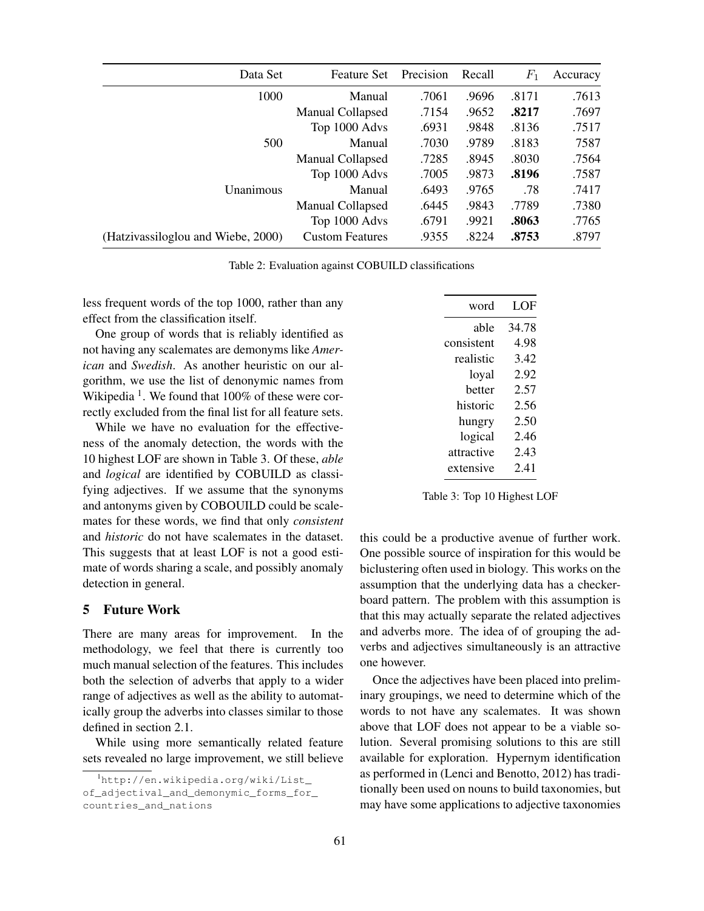| Data Set | Feature Set | Precision | Recall | $F_1$ | Accuracy |
|---|---|---|---|---|---|
| 1000 | Manual | .7061 | .9696 | .8171 | .7613 |
| | Manual Collapsed | .7154 | .9652 | **.8217** | .7697 |
| | Top 1000 Advs | .6931 | .9848 | .8136 | .7517 |
| 500 | Manual | .7030 | .9789 | .8183 | 7587 |
| | Manual Collapsed | .7285 | .8945 | .8030 | .7564 |
| | Top 1000 Advs | .7005 | .9873 | **.8196** | .7587 |
| Unanimous | Manual | .6493 | .9765 | .78 | .7417 |
| | Manual Collapsed | .6445 | .9843 | .7789 | .7380 |
| | Top 1000 Advs | .6791 | .9921 | **.8063** | .7765 |
| (Hatzivassiloglou and Wiebe, 2000) | Custom Features | .9355 | .8224 | **.8753** | .8797 |

Table 2: Evaluation against COBUILD classifications

less frequent words of the top 1000, rather than any effect from the classification itself.

One group of words that is reliably identified as not having any scalemates are demonyms like *American* and *Swedish*. As another heuristic on our algorithm, we use the list of denonymic names from Wikipedia [1]. We found that 100% of these were correctly excluded from the final list for all feature sets.

While we have no evaluation for the effectiveness of the anomaly detection, the words with the 10 highest LOF are shown in Table 3. Of these, *able* and *logical* are identified by COBUILD as classifying adjectives. If we assume that the synonyms and antonyms given by COBOUILD could be scalemates for these words, we find that only *consistent* and *historic* do not have scalemates in the dataset. This suggests that at least LOF is not a good estimate of words sharing a scale, and possibly anomaly detection in general.

| word | LOF |
|---|---|
| able | 34.78 |
| consistent | 4.98 |
| realistic | 3.42 |
| loyal | 2.92 |
| better | 2.57 |
| historic | 2.56 |
| hungry | 2.50 |
| logical | 2.46 |
| attractive | 2.43 |
| extensive | 2.41 |

Table 3: Top 10 Highest LOF

## 5 Future Work

There are many areas for improvement. In the methodology, we feel that there is currently too much manual selection of the features. This includes both the selection of adverbs that apply to a wider range of adjectives as well as the ability to automatically group the adverbs into classes similar to those defined in section 2.1.

While using more semantically related feature sets revealed no large improvement, we still believe this could be a productive avenue of further work. One possible source of inspiration for this would be biclustering often used in biology. This works on the assumption that the underlying data has a checkerboard pattern. The problem with this assumption is that this may actually separate the related adjectives and adverbs more. The idea of of grouping the adverbs and adjectives simultaneously is an attractive one however.

Once the adjectives have been placed into preliminary groupings, we need to determine which of the words to not have any scalemates. It was shown above that LOF does not appear to be a viable solution. Several promising solutions to this are still available for exploration. Hypernym identification as performed in (Lenci and Benotto, 2012) has traditionally been used on nouns to build taxonomies, but may have some applications to adjective taxonomies

[1] http://en.wikipedia.org/wiki/List_of_adjectival_and_demonymic_forms_for_countries_and_nations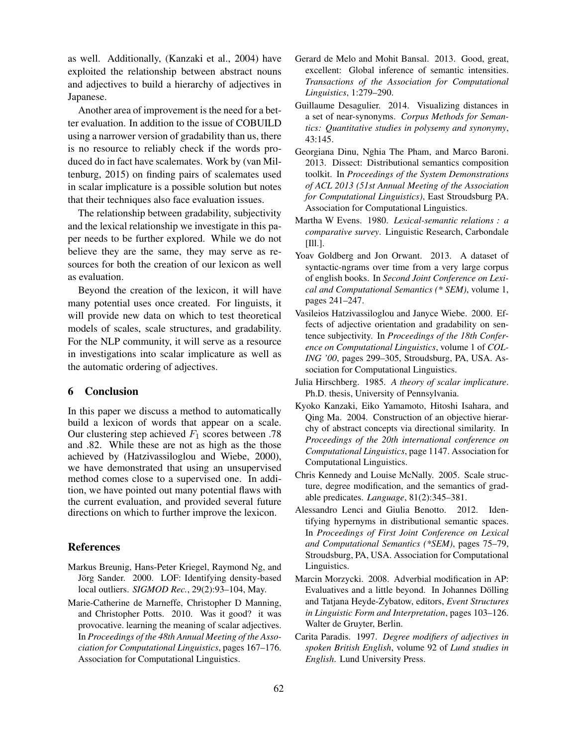as well. Additionally, (Kanzaki et al., 2004) have exploited the relationship between abstract nouns and adjectives to build a hierarchy of adjectives in Japanese.

Another area of improvement is the need for a better evaluation. In addition to the issue of COBUILD using a narrower version of gradability than us, there is no resource to reliably check if the words produced do in fact have scalemates. Work by (van Miltenburg, 2015) on finding pairs of scalemates used in scalar implicature is a possible solution but notes that their techniques also face evaluation issues.

The relationship between gradability, subjectivity and the lexical relationship we investigate in this paper needs to be further explored. While we do not believe they are the same, they may serve as resources for both the creation of our lexicon as well as evaluation.

Beyond the creation of the lexicon, it will have many potential uses once created. For linguists, it will provide new data on which to test theoretical models of scales, scale structures, and gradability. For the NLP community, it will serve as a resource in investigations into scalar implicature as well as the automatic ordering of adjectives.

## 6 Conclusion

In this paper we discuss a method to automatically build a lexicon of words that appear on a scale. Our clustering step achieved $F_1$ scores between .78 and .82. While these are not as high as the those achieved by (Hatzivassiloglou and Wiebe, 2000), we have demonstrated that using an unsupervised method comes close to a supervised one. In addition, we have pointed out many potential flaws with the current evaluation, and provided several future directions on which to further improve the lexicon.

## References

Markus Breunig, Hans-Peter Kriegel, Raymond Ng, and Jörg Sander. 2000. LOF: Identifying density-based local outliers. *SIGMOD Rec.*, 29(2):93–104, May.

Marie-Catherine de Marneffe, Christopher D Manning, and Christopher Potts. 2010. Was it good? it was provocative. learning the meaning of scalar adjectives. In *Proceedings of the 48th Annual Meeting of the Association for Computational Linguistics*, pages 167–176. Association for Computational Linguistics.

Gerard de Melo and Mohit Bansal. 2013. Good, great, excellent: Global inference of semantic intensities. *Transactions of the Association for Computational Linguistics*, 1:279–290.

Guillaume Desagulier. 2014. Visualizing distances in a set of near-synonyms. *Corpus Methods for Semantics: Quantitative studies in polysemy and synonymy*, 43:145.

Georgiana Dinu, Nghia The Pham, and Marco Baroni. 2013. Dissect: Distributional semantics composition toolkit. In *Proceedings of the System Demonstrations of ACL 2013 (51st Annual Meeting of the Association for Computational Linguistics)*, East Stroudsburg PA. Association for Computational Linguistics.

Martha W Evens. 1980. *Lexical-semantic relations : a comparative survey*. Linguistic Research, Carbondale [Ill.].

Yoav Goldberg and Jon Orwant. 2013. A dataset of syntactic-ngrams over time from a very large corpus of english books. In *Second Joint Conference on Lexical and Computational Semantics (* SEM)*, volume 1, pages 241–247.

Vasileios Hatzivassiloglou and Janyce Wiebe. 2000. Effects of adjective orientation and gradability on sentence subjectivity. In *Proceedings of the 18th Conference on Computational Linguistics*, volume 1 of *COLING '00*, pages 299–305, Stroudsburg, PA, USA. Association for Computational Linguistics.

Julia Hirschberg. 1985. *A theory of scalar implicature*. Ph.D. thesis, University of Pennsylvania.

Kyoko Kanzaki, Eiko Yamamoto, Hitoshi Isahara, and Qing Ma. 2004. Construction of an objective hierarchy of abstract concepts via directional similarity. In *Proceedings of the 20th international conference on Computational Linguistics*, page 1147. Association for Computational Linguistics.

Chris Kennedy and Louise McNally. 2005. Scale structure, degree modification, and the semantics of gradable predicates. *Language*, 81(2):345–381.

Alessandro Lenci and Giulia Benotto. 2012. Identifying hypernyms in distributional semantic spaces. In *Proceedings of First Joint Conference on Lexical and Computational Semantics (*SEM)*, pages 75–79, Stroudsburg, PA, USA. Association for Computational Linguistics.

Marcin Morzycki. 2008. Adverbial modification in AP: Evaluatives and a little beyond. In Johannes Dölling and Tatjana Heyde-Zybatow, editors, *Event Structures in Linguistic Form and Interpretation*, pages 103–126. Walter de Gruyter, Berlin.

Carita Paradis. 1997. *Degree modifiers of adjectives in spoken British English*, volume 92 of *Lund studies in English*. Lund University Press.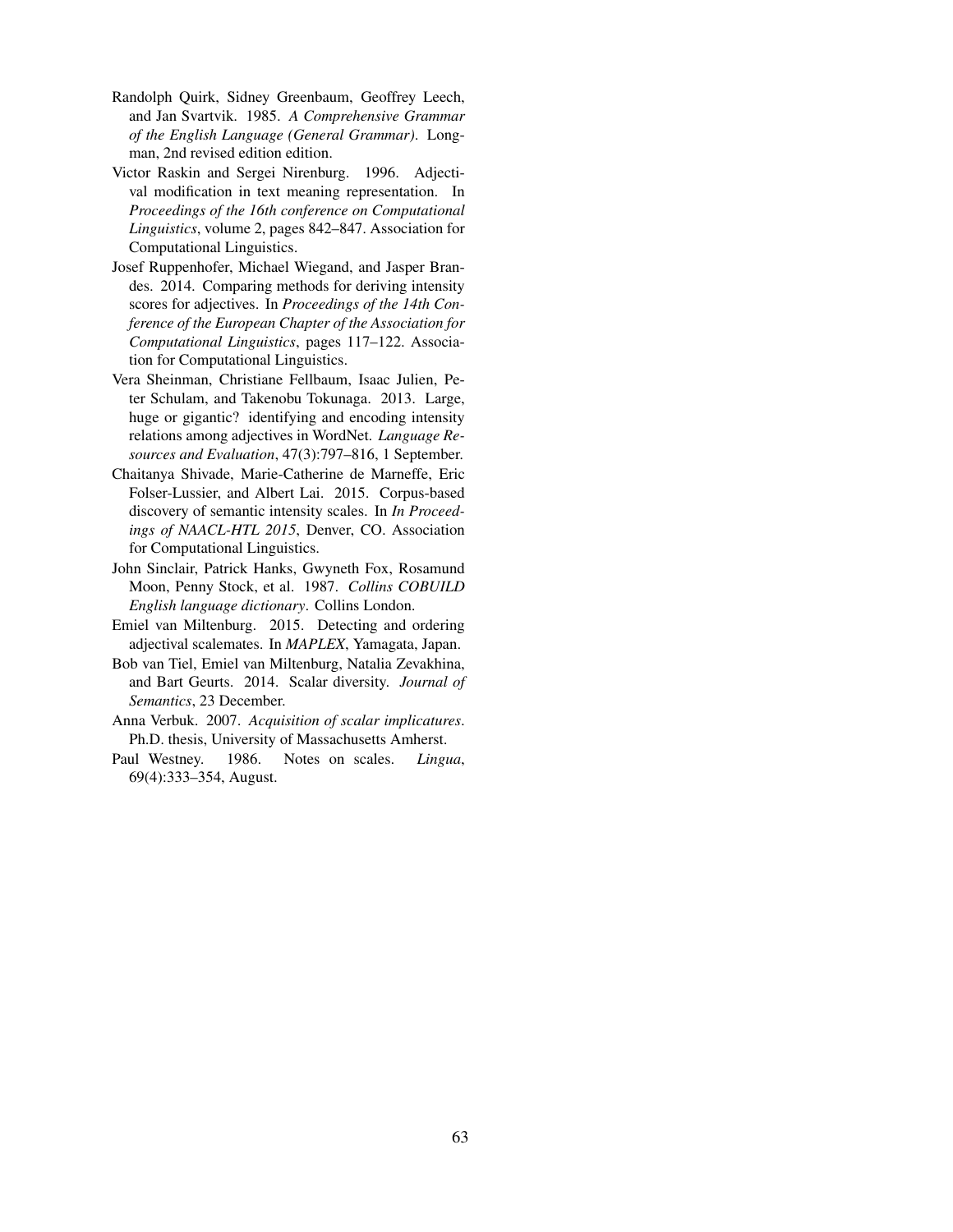Randolph Quirk, Sidney Greenbaum, Geoffrey Leech, and Jan Svartvik. 1985. *A Comprehensive Grammar of the English Language (General Grammar)*. Longman, 2nd revised edition edition.

Victor Raskin and Sergei Nirenburg. 1996. Adjectival modification in text meaning representation. In *Proceedings of the 16th conference on Computational Linguistics*, volume 2, pages 842–847. Association for Computational Linguistics.

Josef Ruppenhofer, Michael Wiegand, and Jasper Brandes. 2014. Comparing methods for deriving intensity scores for adjectives. In *Proceedings of the 14th Conference of the European Chapter of the Association for Computational Linguistics*, pages 117–122. Association for Computational Linguistics.

Vera Sheinman, Christiane Fellbaum, Isaac Julien, Peter Schulam, and Takenobu Tokunaga. 2013. Large, huge or gigantic? identifying and encoding intensity relations among adjectives in WordNet. *Language Resources and Evaluation*, 47(3):797–816, 1 September.

Chaitanya Shivade, Marie-Catherine de Marneffe, Eric Folser-Lussier, and Albert Lai. 2015. Corpus-based discovery of semantic intensity scales. In *In Proceedings of NAACL-HTL 2015*, Denver, CO. Association for Computational Linguistics.

John Sinclair, Patrick Hanks, Gwyneth Fox, Rosamund Moon, Penny Stock, et al. 1987. *Collins COBUILD English language dictionary*. Collins London.

Emiel van Miltenburg. 2015. Detecting and ordering adjectival scalemates. In *MAPLEX*, Yamagata, Japan.

Bob van Tiel, Emiel van Miltenburg, Natalia Zevakhina, and Bart Geurts. 2014. Scalar diversity. *Journal of Semantics*, 23 December.

Anna Verbuk. 2007. *Acquisition of scalar implicatures*. Ph.D. thesis, University of Massachusetts Amherst.

Paul Westney. 1986. Notes on scales. *Lingua*, 69(4):333–354, August.